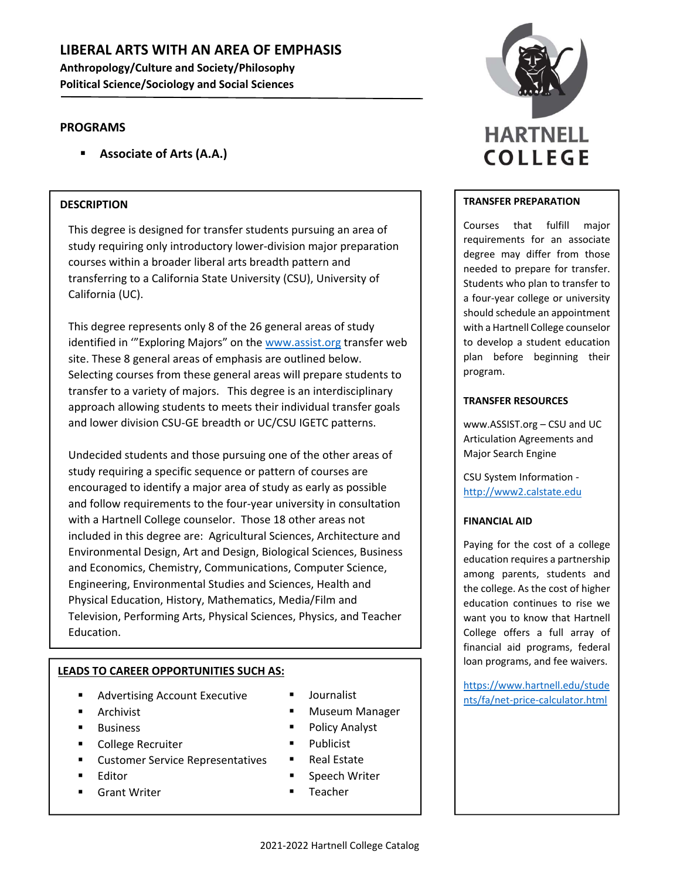# LIBERAL ARTS WITH AN AREA OF EMPHASIS

**Anthropology/Culture and Society/Philosophy**
**Political Science/Sociology and Social Sciences**

## PROGRAMS

- **Associate of Arts (A.A.)**

## DESCRIPTION

This degree is designed for transfer students pursuing an area of study requiring only introductory lower-division major preparation courses within a broader liberal arts breadth pattern and transferring to a California State University (CSU), University of California (UC).

This degree represents only 8 of the 26 general areas of study identified in '"Exploring Majors" on the www.assist.org transfer web site. These 8 general areas of emphasis are outlined below. Selecting courses from these general areas will prepare students to transfer to a variety of majors. This degree is an interdisciplinary approach allowing students to meets their individual transfer goals and lower division CSU-GE breadth or UC/CSU IGETC patterns.

Undecided students and those pursuing one of the other areas of study requiring a specific sequence or pattern of courses are encouraged to identify a major area of study as early as possible and follow requirements to the four-year university in consultation with a Hartnell College counselor. Those 18 other areas not included in this degree are: Agricultural Sciences, Architecture and Environmental Design, Art and Design, Biological Sciences, Business and Economics, Chemistry, Communications, Computer Science, Engineering, Environmental Studies and Sciences, Health and Physical Education, History, Mathematics, Media/Film and Television, Performing Arts, Physical Sciences, Physics, and Teacher Education.

## LEADS TO CAREER OPPORTUNITIES SUCH AS:

- Advertising Account Executive
- Archivist
- Business
- College Recruiter
- Customer Service Representatives
- Editor
- Grant Writer
- Journalist
- Museum Manager
- Policy Analyst
- Publicist
- Real Estate
- Speech Writer
- Teacher

## TRANSFER PREPARATION

Courses that fulfill major requirements for an associate degree may differ from those needed to prepare for transfer. Students who plan to transfer to a four-year college or university should schedule an appointment with a Hartnell College counselor to develop a student education plan before beginning their program.

## TRANSFER RESOURCES

www.ASSIST.org – CSU and UC Articulation Agreements and Major Search Engine

CSU System Information - http://www2.calstate.edu

## FINANCIAL AID

Paying for the cost of a college education requires a partnership among parents, students and the college. As the cost of higher education continues to rise we want you to know that Hartnell College offers a full array of financial aid programs, federal loan programs, and fee waivers.

https://www.hartnell.edu/students/fa/net-price-calculator.html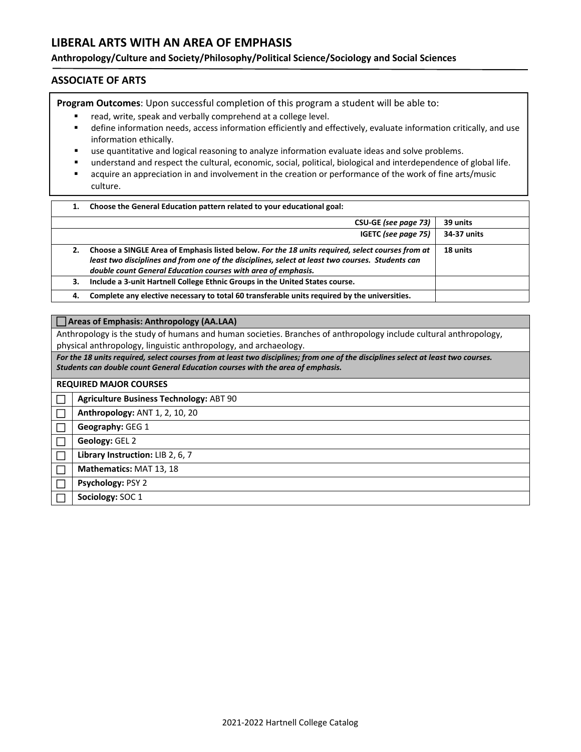# LIBERAL ARTS WITH AN AREA OF EMPHASIS

**Anthropology/Culture and Society/Philosophy/Political Science/Sociology and Social Sciences**

## ASSOCIATE OF ARTS

**Program Outcomes**: Upon successful completion of this program a student will be able to:

- read, write, speak and verbally comprehend at a college level.
- define information needs, access information efficiently and effectively, evaluate information critically, and use information ethically.
- use quantitative and logical reasoning to analyze information evaluate ideas and solve problems.
- understand and respect the cultural, economic, social, political, biological and interdependence of global life.
- acquire an appreciation in and involvement in the creation or performance of the work of fine arts/music culture.

| | | |
|---|---|---|
| **1.** | **Choose the General Education pattern related to your educational goal:** | |
| | **CSU-GE** *(see page 73)* | **39 units** |
| | **IGETC** *(see page 75)* | **34-37 units** |
| **2.** | **Choose a SINGLE Area of Emphasis listed below.** ***For the 18 units required, select courses from at least two disciplines and from one of the disciplines, select at least two courses. Students can double count General Education courses with area of emphasis.*** | **18 units** |
| **3.** | **Include a 3-unit Hartnell College Ethnic Groups in the United States course.** | |
| **4.** | **Complete any elective necessary to total 60 transferable units required by the universities.** | |

| ☐ **Areas of Emphasis: Anthropology (AA.LAA)** | |
|---|---|
| Anthropology is the study of humans and human societies. Branches of anthropology include cultural anthropology, physical anthropology, linguistic anthropology, and archaeology. | |
| ***For the 18 units required, select courses from at least two disciplines; from one of the disciplines select at least two courses. Students can double count General Education courses with the area of emphasis.*** | |
| **REQUIRED MAJOR COURSES** | |
| ☐ | **Agriculture Business Technology:** ABT 90 |
| ☐ | **Anthropology:** ANT 1, 2, 10, 20 |
| ☐ | **Geography:** GEG 1 |
| ☐ | **Geology:** GEL 2 |
| ☐ | **Library Instruction:** LIB 2, 6, 7 |
| ☐ | **Mathematics:** MAT 13, 18 |
| ☐ | **Psychology:** PSY 2 |
| ☐ | **Sociology:** SOC 1 |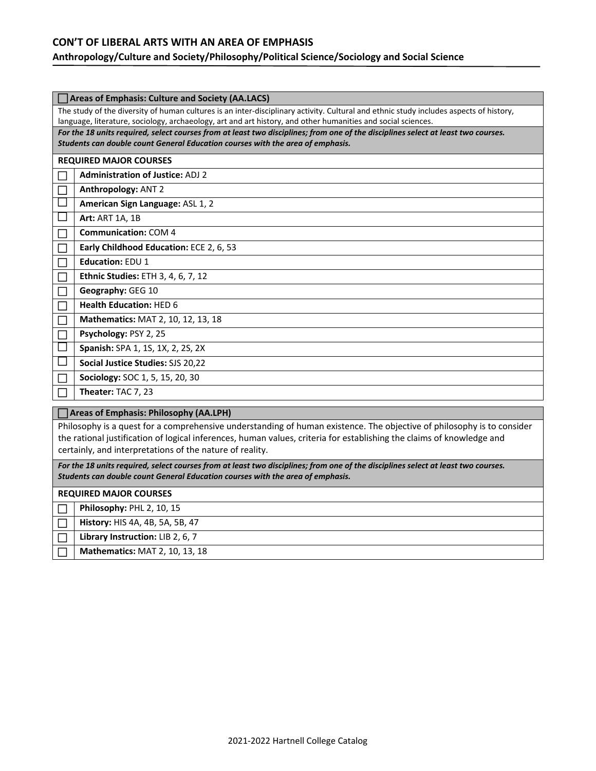## CON'T OF LIBERAL ARTS WITH AN AREA OF EMPHASIS

### Anthropology/Culture and Society/Philosophy/Political Science/Sociology and Social Science

| | |
|---|---|
| ☐ | **Areas of Emphasis: Culture and Society (AA.LACS)** |
| | The study of the diversity of human cultures is an inter-disciplinary activity. Cultural and ethnic study includes aspects of history, language, literature, sociology, archaeology, art and art history, and other humanities and social sciences. |
| | ***For the 18 units required, select courses from at least two disciplines; from one of the disciplines select at least two courses. Students can double count General Education courses with the area of emphasis.*** |
| | **REQUIRED MAJOR COURSES** |
| ☐ | **Administration of Justice:** ADJ 2 |
| ☐ | **Anthropology:** ANT 2 |
| ☐ | **American Sign Language:** ASL 1, 2 |
| ☐ | **Art:** ART 1A, 1B |
| ☐ | **Communication:** COM 4 |
| ☐ | **Early Childhood Education:** ECE 2, 6, 53 |
| ☐ | **Education:** EDU 1 |
| ☐ | **Ethnic Studies:** ETH 3, 4, 6, 7, 12 |
| ☐ | **Geography:** GEG 10 |
| ☐ | **Health Education:** HED 6 |
| ☐ | **Mathematics:** MAT 2, 10, 12, 13, 18 |
| ☐ | **Psychology:** PSY 2, 25 |
| ☐ | **Spanish:** SPA 1, 1S, 1X, 2, 2S, 2X |
| ☐ | **Social Justice Studies:** SJS 20,22 |
| ☐ | **Sociology:** SOC 1, 5, 15, 20, 30 |
| ☐ | **Theater:** TAC 7, 23 |

| | |
|---|---|
| ☐ | **Areas of Emphasis: Philosophy (AA.LPH)** |
| | Philosophy is a quest for a comprehensive understanding of human existence. The objective of philosophy is to consider the rational justification of logical inferences, human values, criteria for establishing the claims of knowledge and certainly, and interpretations of the nature of reality. |
| | ***For the 18 units required, select courses from at least two disciplines; from one of the disciplines select at least two courses. Students can double count General Education courses with the area of emphasis.*** |
| | **REQUIRED MAJOR COURSES** |
| ☐ | **Philosophy:** PHL 2, 10, 15 |
| ☐ | **History:** HIS 4A, 4B, 5A, 5B, 47 |
| ☐ | **Library Instruction:** LIB 2, 6, 7 |
| ☐ | **Mathematics:** MAT 2, 10, 13, 18 |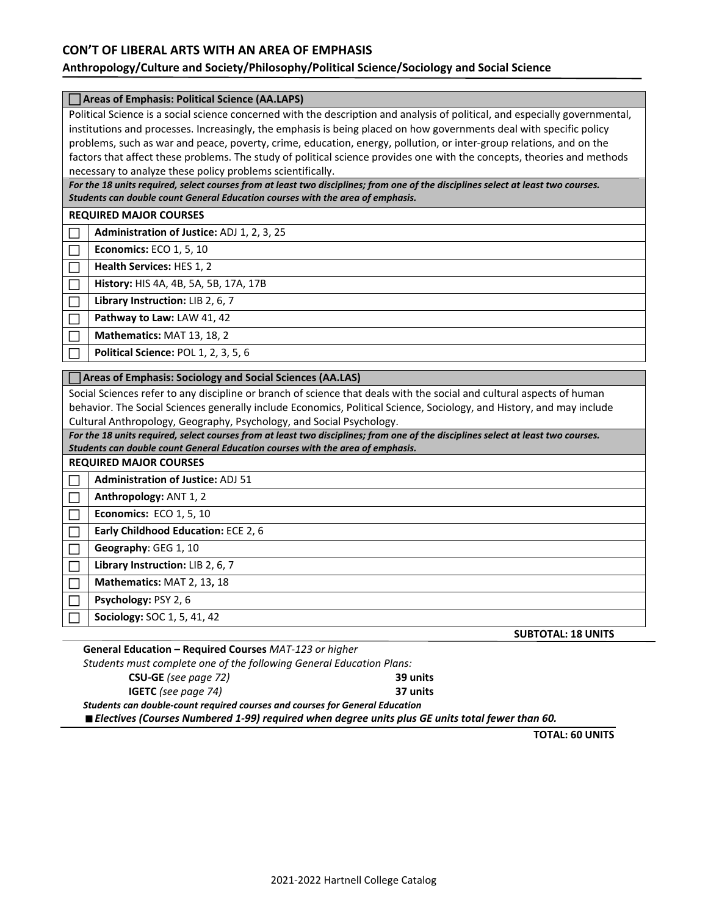## CON'T OF LIBERAL ARTS WITH AN AREA OF EMPHASIS

### Anthropology/Culture and Society/Philosophy/Political Science/Sociology and Social Science

### ☐ Areas of Emphasis: Political Science (AA.LAPS)

Political Science is a social science concerned with the description and analysis of political, and especially governmental, institutions and processes. Increasingly, the emphasis is being placed on how governments deal with specific policy problems, such as war and peace, poverty, crime, education, energy, pollution, or inter-group relations, and on the factors that affect these problems. The study of political science provides one with the concepts, theories and methods necessary to analyze these policy problems scientifically.

***For the 18 units required, select courses from at least two disciplines; from one of the disciplines select at least two courses. Students can double count General Education courses with the area of emphasis.***

**REQUIRED MAJOR COURSES**

| | |
|---|---|
| ☐ | **Administration of Justice:** ADJ 1, 2, 3, 25 |
| ☐ | **Economics:** ECO 1, 5, 10 |
| ☐ | **Health Services:** HES 1, 2 |
| ☐ | **History:** HIS 4A, 4B, 5A, 5B, 17A, 17B |
| ☐ | **Library Instruction:** LIB 2, 6, 7 |
| ☐ | **Pathway to Law:** LAW 41, 42 |
| ☐ | **Mathematics:** MAT 13, 18, 2 |
| ☐ | **Political Science:** POL 1, 2, 3, 5, 6 |

### ☐ Areas of Emphasis: Sociology and Social Sciences (AA.LAS)

Social Sciences refer to any discipline or branch of science that deals with the social and cultural aspects of human behavior. The Social Sciences generally include Economics, Political Science, Sociology, and History, and may include Cultural Anthropology, Geography, Psychology, and Social Psychology.

***For the 18 units required, select courses from at least two disciplines; from one of the disciplines select at least two courses. Students can double count General Education courses with the area of emphasis.***

**REQUIRED MAJOR COURSES**

| | |
|---|---|
| ☐ | **Administration of Justice:** ADJ 51 |
| ☐ | **Anthropology:** ANT 1, 2 |
| ☐ | **Economics:** ECO 1, 5, 10 |
| ☐ | **Early Childhood Education:** ECE 2, 6 |
| ☐ | **Geography**: GEG 1, 10 |
| ☐ | **Library Instruction:** LIB 2, 6, 7 |
| ☐ | **Mathematics:** MAT 2, 13, 18 |
| ☐ | **Psychology:** PSY 2, 6 |
| ☐ | **Sociology:** SOC 1, 5, 41, 42 |

**SUBTOTAL: 18 UNITS**

**General Education – Required Courses** *MAT-123 or higher*

*Students must complete one of the following General Education Plans:*

| | |
|---|---|
| **CSU-GE** *(see page 72)* | **39 units** |
| **IGETC** *(see page 74)* | **37 units** |

***Students can double-count required courses and courses for General Education***

■ ***Electives (Courses Numbered 1-99) required when degree units plus GE units total fewer than 60.***

**TOTAL: 60 UNITS**